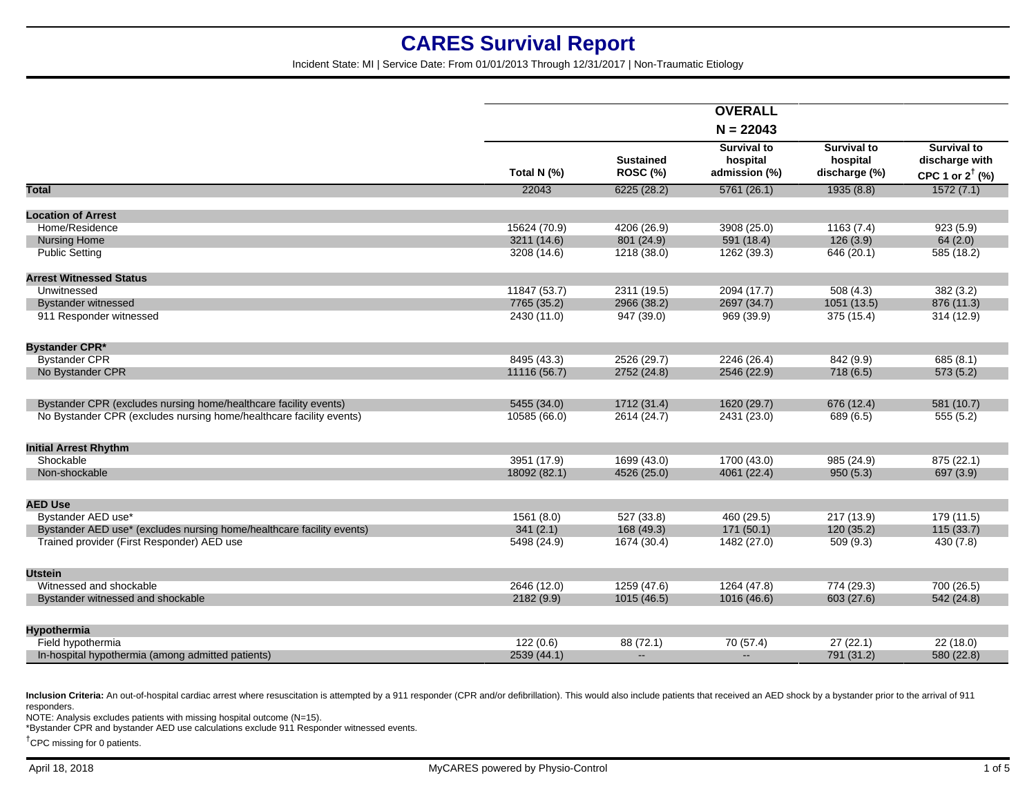# CARES Survival Report

Incident State: MI | Service Date: From 01/01/2013 Through 12/31/2017 | Non-Traumatic Etiology

| | OVERALL N = 22043 | | | | |
|---|---|---|---|---|---|
| | Total N (%) | Sustained ROSC (%) | Survival to hospital admission (%) | Survival to hospital discharge (%) | Survival to discharge with CPC 1 or 2† (%) |
| **Total** | 22043 | 6225 (28.2) | 5761 (26.1) | 1935 (8.8) | 1572 (7.1) |
| **Location of Arrest** | | | | | |
| Home/Residence | 15624 (70.9) | 4206 (26.9) | 3908 (25.0) | 1163 (7.4) | 923 (5.9) |
| Nursing Home | 3211 (14.6) | 801 (24.9) | 591 (18.4) | 126 (3.9) | 64 (2.0) |
| Public Setting | 3208 (14.6) | 1218 (38.0) | 1262 (39.3) | 646 (20.1) | 585 (18.2) |
| **Arrest Witnessed Status** | | | | | |
| Unwitnessed | 11847 (53.7) | 2311 (19.5) | 2094 (17.7) | 508 (4.3) | 382 (3.2) |
| Bystander witnessed | 7765 (35.2) | 2966 (38.2) | 2697 (34.7) | 1051 (13.5) | 876 (11.3) |
| 911 Responder witnessed | 2430 (11.0) | 947 (39.0) | 969 (39.9) | 375 (15.4) | 314 (12.9) |
| **Bystander CPR*** | | | | | |
| Bystander CPR | 8495 (43.3) | 2526 (29.7) | 2246 (26.4) | 842 (9.9) | 685 (8.1) |
| No Bystander CPR | 11116 (56.7) | 2752 (24.8) | 2546 (22.9) | 718 (6.5) | 573 (5.2) |
| Bystander CPR (excludes nursing home/healthcare facility events) | 5455 (34.0) | 1712 (31.4) | 1620 (29.7) | 676 (12.4) | 581 (10.7) |
| No Bystander CPR (excludes nursing home/healthcare facility events) | 10585 (66.0) | 2614 (24.7) | 2431 (23.0) | 689 (6.5) | 555 (5.2) |
| **Initial Arrest Rhythm** | | | | | |
| Shockable | 3951 (17.9) | 1699 (43.0) | 1700 (43.0) | 985 (24.9) | 875 (22.1) |
| Non-shockable | 18092 (82.1) | 4526 (25.0) | 4061 (22.4) | 950 (5.3) | 697 (3.9) |
| **AED Use** | | | | | |
| Bystander AED use* | 1561 (8.0) | 527 (33.8) | 460 (29.5) | 217 (13.9) | 179 (11.5) |
| Bystander AED use* (excludes nursing home/healthcare facility events) | 341 (2.1) | 168 (49.3) | 171 (50.1) | 120 (35.2) | 115 (33.7) |
| Trained provider (First Responder) AED use | 5498 (24.9) | 1674 (30.4) | 1482 (27.0) | 509 (9.3) | 430 (7.8) |
| **Utstein** | | | | | |
| Witnessed and shockable | 2646 (12.0) | 1259 (47.6) | 1264 (47.8) | 774 (29.3) | 700 (26.5) |
| Bystander witnessed and shockable | 2182 (9.9) | 1015 (46.5) | 1016 (46.6) | 603 (27.6) | 542 (24.8) |
| **Hypothermia** | | | | | |
| Field hypothermia | 122 (0.6) | 88 (72.1) | 70 (57.4) | 27 (22.1) | 22 (18.0) |
| In-hospital hypothermia (among admitted patients) | 2539 (44.1) | -- | -- | 791 (31.2) | 580 (22.8) |

**Inclusion Criteria:** An out-of-hospital cardiac arrest where resuscitation is attempted by a 911 responder (CPR and/or defibrillation). This would also include patients that received an AED shock by a bystander prior to the arrival of 911 responders.

NOTE: Analysis excludes patients with missing hospital outcome (N=15).

*Bystander CPR and bystander AED use calculations exclude 911 Responder witnessed events.

†CPC missing for 0 patients.

April 18, 2018 | MyCARES powered by Physio-Control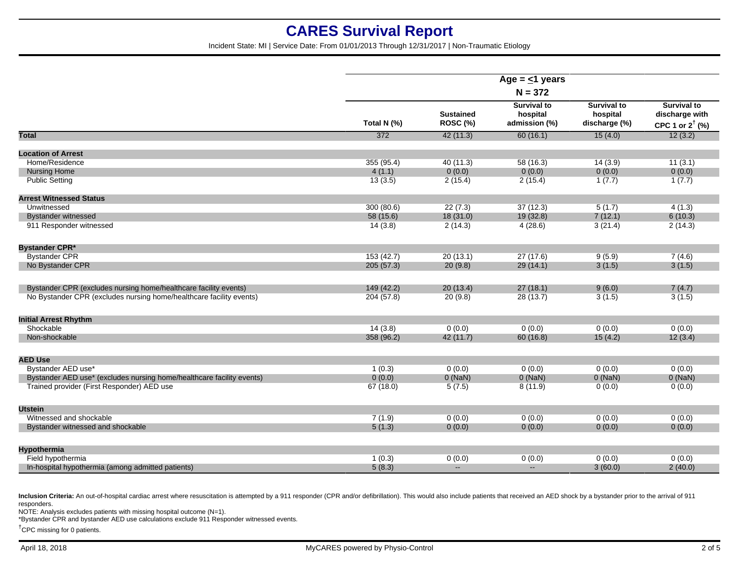# CARES Survival Report

Incident State: MI | Service Date: From 01/01/2013 Through 12/31/2017 | Non-Traumatic Etiology

| | Age = ≤1 years N = 372 | | | | |
|---|---|---|---|---|---|
| | Total N (%) | Sustained ROSC (%) | Survival to hospital admission (%) | Survival to hospital discharge (%) | Survival to discharge with CPC 1 or 2[†] (%) |
| **Total** | 372 | 42 (11.3) | 60 (16.1) | 15 (4.0) | 12 (3.2) |
| **Location of Arrest** | | | | | |
| Home/Residence | 355 (95.4) | 40 (11.3) | 58 (16.3) | 14 (3.9) | 11 (3.1) |
| Nursing Home | 4 (1.1) | 0 (0.0) | 0 (0.0) | 0 (0.0) | 0 (0.0) |
| Public Setting | 13 (3.5) | 2 (15.4) | 2 (15.4) | 1 (7.7) | 1 (7.7) |
| **Arrest Witnessed Status** | | | | | |
| Unwitnessed | 300 (80.6) | 22 (7.3) | 37 (12.3) | 5 (1.7) | 4 (1.3) |
| Bystander witnessed | 58 (15.6) | 18 (31.0) | 19 (32.8) | 7 (12.1) | 6 (10.3) |
| 911 Responder witnessed | 14 (3.8) | 2 (14.3) | 4 (28.6) | 3 (21.4) | 2 (14.3) |
| **Bystander CPR*** | | | | | |
| Bystander CPR | 153 (42.7) | 20 (13.1) | 27 (17.6) | 9 (5.9) | 7 (4.6) |
| No Bystander CPR | 205 (57.3) | 20 (9.8) | 29 (14.1) | 3 (1.5) | 3 (1.5) |
| Bystander CPR (excludes nursing home/healthcare facility events) | 149 (42.2) | 20 (13.4) | 27 (18.1) | 9 (6.0) | 7 (4.7) |
| No Bystander CPR (excludes nursing home/healthcare facility events) | 204 (57.8) | 20 (9.8) | 28 (13.7) | 3 (1.5) | 3 (1.5) |
| **Initial Arrest Rhythm** | | | | | |
| Shockable | 14 (3.8) | 0 (0.0) | 0 (0.0) | 0 (0.0) | 0 (0.0) |
| Non-shockable | 358 (96.2) | 42 (11.7) | 60 (16.8) | 15 (4.2) | 12 (3.4) |
| **AED Use** | | | | | |
| Bystander AED use* | 1 (0.3) | 0 (0.0) | 0 (0.0) | 0 (0.0) | 0 (0.0) |
| Bystander AED use* (excludes nursing home/healthcare facility events) | 0 (0.0) | 0 (NaN) | 0 (NaN) | 0 (NaN) | 0 (NaN) |
| Trained provider (First Responder) AED use | 67 (18.0) | 5 (7.5) | 8 (11.9) | 0 (0.0) | 0 (0.0) |
| **Utstein** | | | | | |
| Witnessed and shockable | 7 (1.9) | 0 (0.0) | 0 (0.0) | 0 (0.0) | 0 (0.0) |
| Bystander witnessed and shockable | 5 (1.3) | 0 (0.0) | 0 (0.0) | 0 (0.0) | 0 (0.0) |
| **Hypothermia** | | | | | |
| Field hypothermia | 1 (0.3) | 0 (0.0) | 0 (0.0) | 0 (0.0) | 0 (0.0) |
| In-hospital hypothermia (among admitted patients) | 5 (8.3) | -- | -- | 3 (60.0) | 2 (40.0) |

**Inclusion Criteria:** An out-of-hospital cardiac arrest where resuscitation is attempted by a 911 responder (CPR and/or defibrillation). This would also include patients that received an AED shock by a bystander prior to the arrival of 911 responders.

NOTE: Analysis excludes patients with missing hospital outcome (N=1).

*Bystander CPR and bystander AED use calculations exclude 911 Responder witnessed events.

[†]CPC missing for 0 patients.

April 18, 2018 MyCARES powered by Physio-Control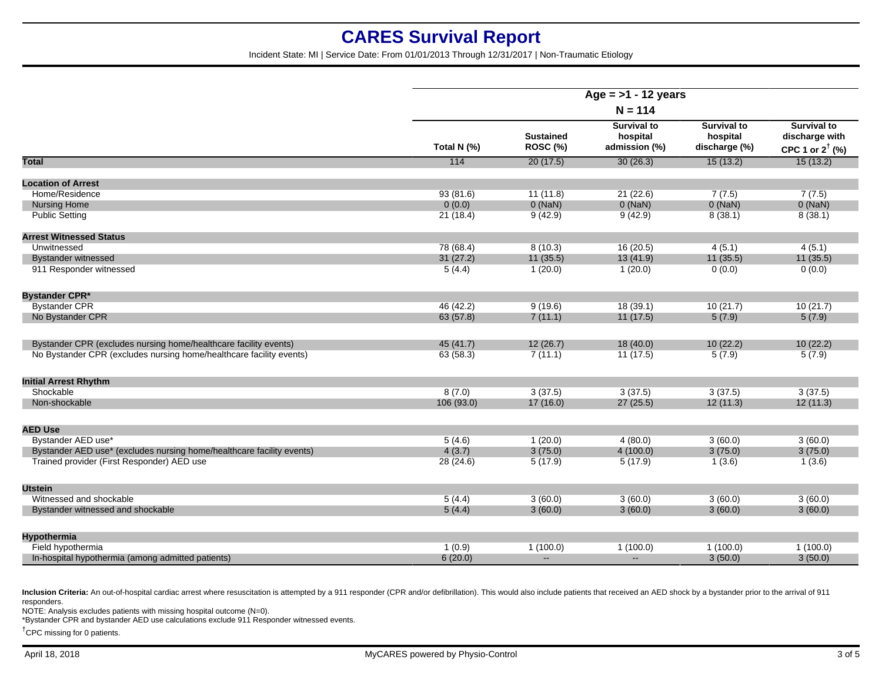# CARES Survival Report

Incident State: MI | Service Date: From 01/01/2013 Through 12/31/2017 | Non-Traumatic Etiology

| | Age = >1 - 12 years | | | | |
|---|---|---|---|---|---|
| | N = 114 | | | | |
| | Total N (%) | Sustained ROSC (%) | Survival to hospital admission (%) | Survival to hospital discharge (%) | Survival to discharge with CPC 1 or 2[†] (%) |
| **Total** | 114 | 20 (17.5) | 30 (26.3) | 15 (13.2) | 15 (13.2) |
| **Location of Arrest** | | | | | |
| Home/Residence | 93 (81.6) | 11 (11.8) | 21 (22.6) | 7 (7.5) | 7 (7.5) |
| Nursing Home | 0 (0.0) | 0 (NaN) | 0 (NaN) | 0 (NaN) | 0 (NaN) |
| Public Setting | 21 (18.4) | 9 (42.9) | 9 (42.9) | 8 (38.1) | 8 (38.1) |
| **Arrest Witnessed Status** | | | | | |
| Unwitnessed | 78 (68.4) | 8 (10.3) | 16 (20.5) | 4 (5.1) | 4 (5.1) |
| Bystander witnessed | 31 (27.2) | 11 (35.5) | 13 (41.9) | 11 (35.5) | 11 (35.5) |
| 911 Responder witnessed | 5 (4.4) | 1 (20.0) | 1 (20.0) | 0 (0.0) | 0 (0.0) |
| **Bystander CPR*** | | | | | |
| Bystander CPR | 46 (42.2) | 9 (19.6) | 18 (39.1) | 10 (21.7) | 10 (21.7) |
| No Bystander CPR | 63 (57.8) | 7 (11.1) | 11 (17.5) | 5 (7.9) | 5 (7.9) |
| Bystander CPR (excludes nursing home/healthcare facility events) | 45 (41.7) | 12 (26.7) | 18 (40.0) | 10 (22.2) | 10 (22.2) |
| No Bystander CPR (excludes nursing home/healthcare facility events) | 63 (58.3) | 7 (11.1) | 11 (17.5) | 5 (7.9) | 5 (7.9) |
| **Initial Arrest Rhythm** | | | | | |
| Shockable | 8 (7.0) | 3 (37.5) | 3 (37.5) | 3 (37.5) | 3 (37.5) |
| Non-shockable | 106 (93.0) | 17 (16.0) | 27 (25.5) | 12 (11.3) | 12 (11.3) |
| **AED Use** | | | | | |
| Bystander AED use* | 5 (4.6) | 1 (20.0) | 4 (80.0) | 3 (60.0) | 3 (60.0) |
| Bystander AED use* (excludes nursing home/healthcare facility events) | 4 (3.7) | 3 (75.0) | 4 (100.0) | 3 (75.0) | 3 (75.0) |
| Trained provider (First Responder) AED use | 28 (24.6) | 5 (17.9) | 5 (17.9) | 1 (3.6) | 1 (3.6) |
| **Utstein** | | | | | |
| Witnessed and shockable | 5 (4.4) | 3 (60.0) | 3 (60.0) | 3 (60.0) | 3 (60.0) |
| Bystander witnessed and shockable | 5 (4.4) | 3 (60.0) | 3 (60.0) | 3 (60.0) | 3 (60.0) |
| **Hypothermia** | | | | | |
| Field hypothermia | 1 (0.9) | 1 (100.0) | 1 (100.0) | 1 (100.0) | 1 (100.0) |
| In-hospital hypothermia (among admitted patients) | 6 (20.0) | -- | -- | 3 (50.0) | 3 (50.0) |

**Inclusion Criteria:** An out-of-hospital cardiac arrest where resuscitation is attempted by a 911 responder (CPR and/or defibrillation). This would also include patients that received an AED shock by a bystander prior to the arrival of 911 responders.

NOTE: Analysis excludes patients with missing hospital outcome (N=0).

*Bystander CPR and bystander AED use calculations exclude 911 Responder witnessed events.

[†]CPC missing for 0 patients.

April 18, 2018 — MyCARES powered by Physio-Control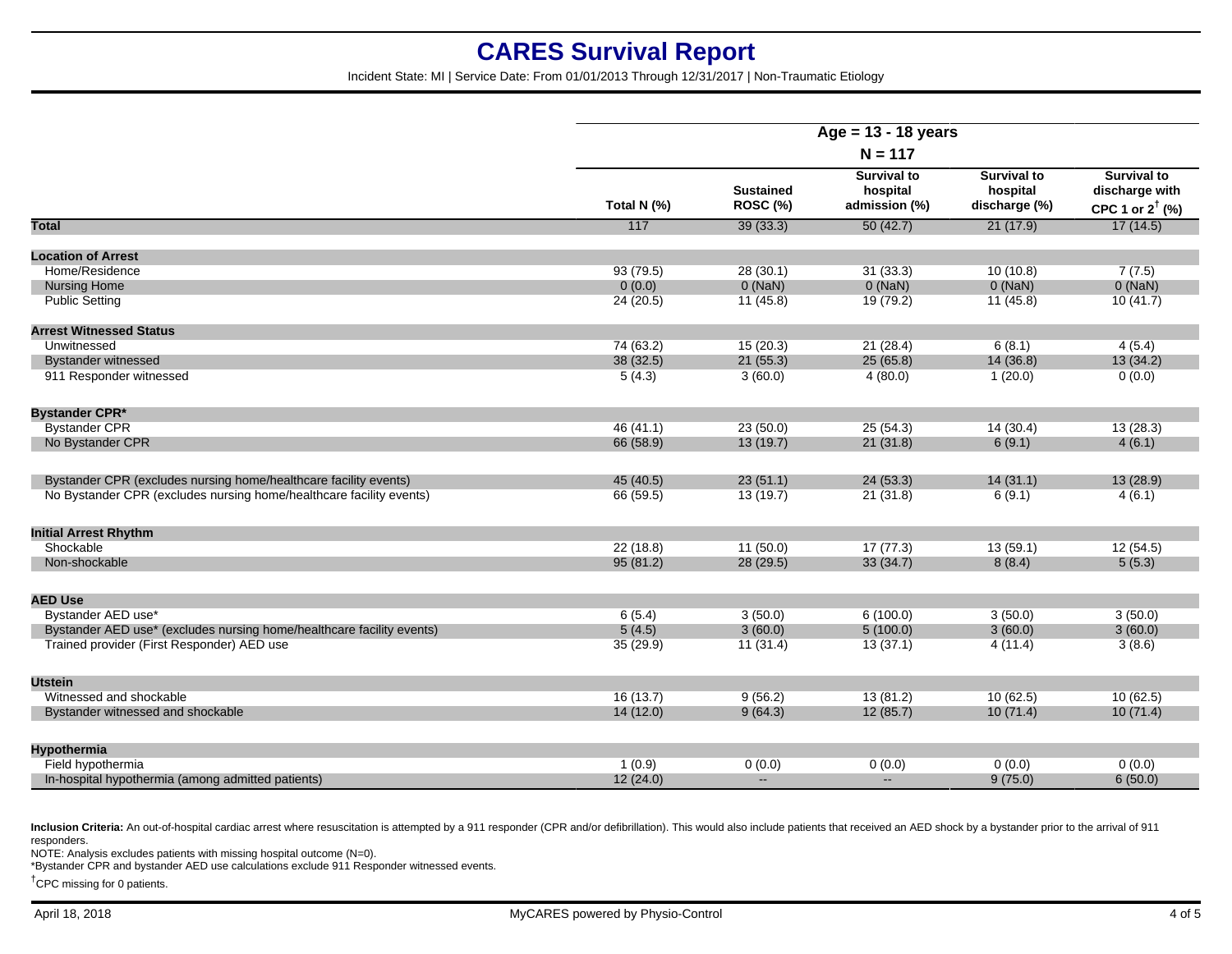# CARES Survival Report

Incident State: MI | Service Date: From 01/01/2013 Through 12/31/2017 | Non-Traumatic Etiology

| | Age = 13 - 18 years N = 117 | | | | |
|---|---|---|---|---|---|
| | Total N (%) | Sustained ROSC (%) | Survival to hospital admission (%) | Survival to hospital discharge (%) | Survival to discharge with CPC 1 or 2[†] (%) |
| **Total** | 117 | 39 (33.3) | 50 (42.7) | 21 (17.9) | 17 (14.5) |
| **Location of Arrest** | | | | | |
| Home/Residence | 93 (79.5) | 28 (30.1) | 31 (33.3) | 10 (10.8) | 7 (7.5) |
| Nursing Home | 0 (0.0) | 0 (NaN) | 0 (NaN) | 0 (NaN) | 0 (NaN) |
| Public Setting | 24 (20.5) | 11 (45.8) | 19 (79.2) | 11 (45.8) | 10 (41.7) |
| **Arrest Witnessed Status** | | | | | |
| Unwitnessed | 74 (63.2) | 15 (20.3) | 21 (28.4) | 6 (8.1) | 4 (5.4) |
| Bystander witnessed | 38 (32.5) | 21 (55.3) | 25 (65.8) | 14 (36.8) | 13 (34.2) |
| 911 Responder witnessed | 5 (4.3) | 3 (60.0) | 4 (80.0) | 1 (20.0) | 0 (0.0) |
| **Bystander CPR*** | | | | | |
| Bystander CPR | 46 (41.1) | 23 (50.0) | 25 (54.3) | 14 (30.4) | 13 (28.3) |
| No Bystander CPR | 66 (58.9) | 13 (19.7) | 21 (31.8) | 6 (9.1) | 4 (6.1) |
| Bystander CPR (excludes nursing home/healthcare facility events) | 45 (40.5) | 23 (51.1) | 24 (53.3) | 14 (31.1) | 13 (28.9) |
| No Bystander CPR (excludes nursing home/healthcare facility events) | 66 (59.5) | 13 (19.7) | 21 (31.8) | 6 (9.1) | 4 (6.1) |
| **Initial Arrest Rhythm** | | | | | |
| Shockable | 22 (18.8) | 11 (50.0) | 17 (77.3) | 13 (59.1) | 12 (54.5) |
| Non-shockable | 95 (81.2) | 28 (29.5) | 33 (34.7) | 8 (8.4) | 5 (5.3) |
| **AED Use** | | | | | |
| Bystander AED use* | 6 (5.4) | 3 (50.0) | 6 (100.0) | 3 (50.0) | 3 (50.0) |
| Bystander AED use* (excludes nursing home/healthcare facility events) | 5 (4.5) | 3 (60.0) | 5 (100.0) | 3 (60.0) | 3 (60.0) |
| Trained provider (First Responder) AED use | 35 (29.9) | 11 (31.4) | 13 (37.1) | 4 (11.4) | 3 (8.6) |
| **Utstein** | | | | | |
| Witnessed and shockable | 16 (13.7) | 9 (56.2) | 13 (81.2) | 10 (62.5) | 10 (62.5) |
| Bystander witnessed and shockable | 14 (12.0) | 9 (64.3) | 12 (85.7) | 10 (71.4) | 10 (71.4) |
| **Hypothermia** | | | | | |
| Field hypothermia | 1 (0.9) | 0 (0.0) | 0 (0.0) | 0 (0.0) | 0 (0.0) |
| In-hospital hypothermia (among admitted patients) | 12 (24.0) | -- | -- | 9 (75.0) | 6 (50.0) |

**Inclusion Criteria:** An out-of-hospital cardiac arrest where resuscitation is attempted by a 911 responder (CPR and/or defibrillation). This would also include patients that received an AED shock by a bystander prior to the arrival of 911 responders.

NOTE: Analysis excludes patients with missing hospital outcome (N=0).

*Bystander CPR and bystander AED use calculations exclude 911 Responder witnessed events.

[†]CPC missing for 0 patients.

April 18, 2018 MyCARES powered by Physio-Control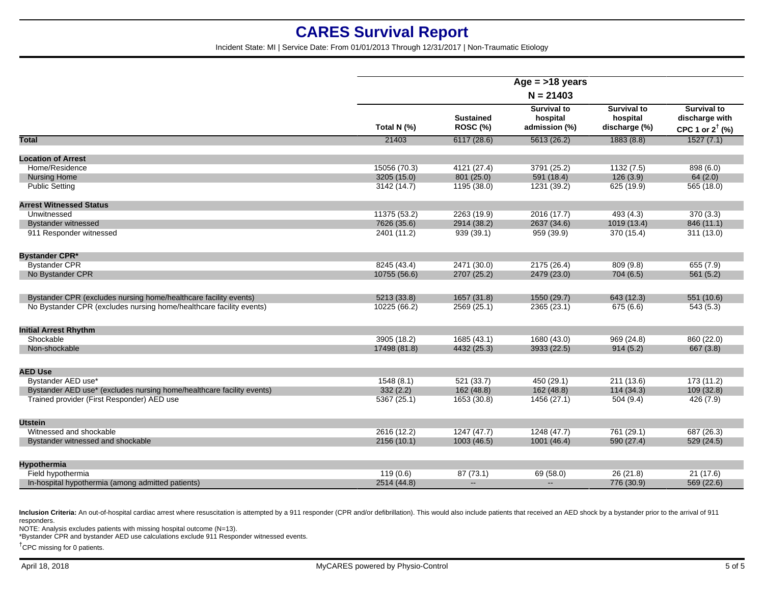# CARES Survival Report

Incident State: MI | Service Date: From 01/01/2013 Through 12/31/2017 | Non-Traumatic Etiology

| | Age = >18 years | | | | |
|---|---|---|---|---|---|
| | N = 21403 | | | | |
| | Total N (%) | Sustained ROSC (%) | Survival to hospital admission (%) | Survival to hospital discharge (%) | Survival to discharge with CPC 1 or 2† (%) |
| **Total** | 21403 | 6117 (28.6) | 5613 (26.2) | 1883 (8.8) | 1527 (7.1) |
| **Location of Arrest** | | | | | |
| Home/Residence | 15056 (70.3) | 4121 (27.4) | 3791 (25.2) | 1132 (7.5) | 898 (6.0) |
| Nursing Home | 3205 (15.0) | 801 (25.0) | 591 (18.4) | 126 (3.9) | 64 (2.0) |
| Public Setting | 3142 (14.7) | 1195 (38.0) | 1231 (39.2) | 625 (19.9) | 565 (18.0) |
| **Arrest Witnessed Status** | | | | | |
| Unwitnessed | 11375 (53.2) | 2263 (19.9) | 2016 (17.7) | 493 (4.3) | 370 (3.3) |
| Bystander witnessed | 7626 (35.6) | 2914 (38.2) | 2637 (34.6) | 1019 (13.4) | 846 (11.1) |
| 911 Responder witnessed | 2401 (11.2) | 939 (39.1) | 959 (39.9) | 370 (15.4) | 311 (13.0) |
| **Bystander CPR*** | | | | | |
| Bystander CPR | 8245 (43.4) | 2471 (30.0) | 2175 (26.4) | 809 (9.8) | 655 (7.9) |
| No Bystander CPR | 10755 (56.6) | 2707 (25.2) | 2479 (23.0) | 704 (6.5) | 561 (5.2) |
| Bystander CPR (excludes nursing home/healthcare facility events) | 5213 (33.8) | 1657 (31.8) | 1550 (29.7) | 643 (12.3) | 551 (10.6) |
| No Bystander CPR (excludes nursing home/healthcare facility events) | 10225 (66.2) | 2569 (25.1) | 2365 (23.1) | 675 (6.6) | 543 (5.3) |
| **Initial Arrest Rhythm** | | | | | |
| Shockable | 3905 (18.2) | 1685 (43.1) | 1680 (43.0) | 969 (24.8) | 860 (22.0) |
| Non-shockable | 17498 (81.8) | 4432 (25.3) | 3933 (22.5) | 914 (5.2) | 667 (3.8) |
| **AED Use** | | | | | |
| Bystander AED use* | 1548 (8.1) | 521 (33.7) | 450 (29.1) | 211 (13.6) | 173 (11.2) |
| Bystander AED use* (excludes nursing home/healthcare facility events) | 332 (2.2) | 162 (48.8) | 162 (48.8) | 114 (34.3) | 109 (32.8) |
| Trained provider (First Responder) AED use | 5367 (25.1) | 1653 (30.8) | 1456 (27.1) | 504 (9.4) | 426 (7.9) |
| **Utstein** | | | | | |
| Witnessed and shockable | 2616 (12.2) | 1247 (47.7) | 1248 (47.7) | 761 (29.1) | 687 (26.3) |
| Bystander witnessed and shockable | 2156 (10.1) | 1003 (46.5) | 1001 (46.4) | 590 (27.4) | 529 (24.5) |
| **Hypothermia** | | | | | |
| Field hypothermia | 119 (0.6) | 87 (73.1) | 69 (58.0) | 26 (21.8) | 21 (17.6) |
| In-hospital hypothermia (among admitted patients) | 2514 (44.8) | -- | -- | 776 (30.9) | 569 (22.6) |

**Inclusion Criteria:** An out-of-hospital cardiac arrest where resuscitation is attempted by a 911 responder (CPR and/or defibrillation). This would also include patients that received an AED shock by a bystander prior to the arrival of 911 responders.

NOTE: Analysis excludes patients with missing hospital outcome (N=13).

*Bystander CPR and bystander AED use calculations exclude 911 Responder witnessed events.

†CPC missing for 0 patients.

April 18, 2018 | MyCARES powered by Physio-Control